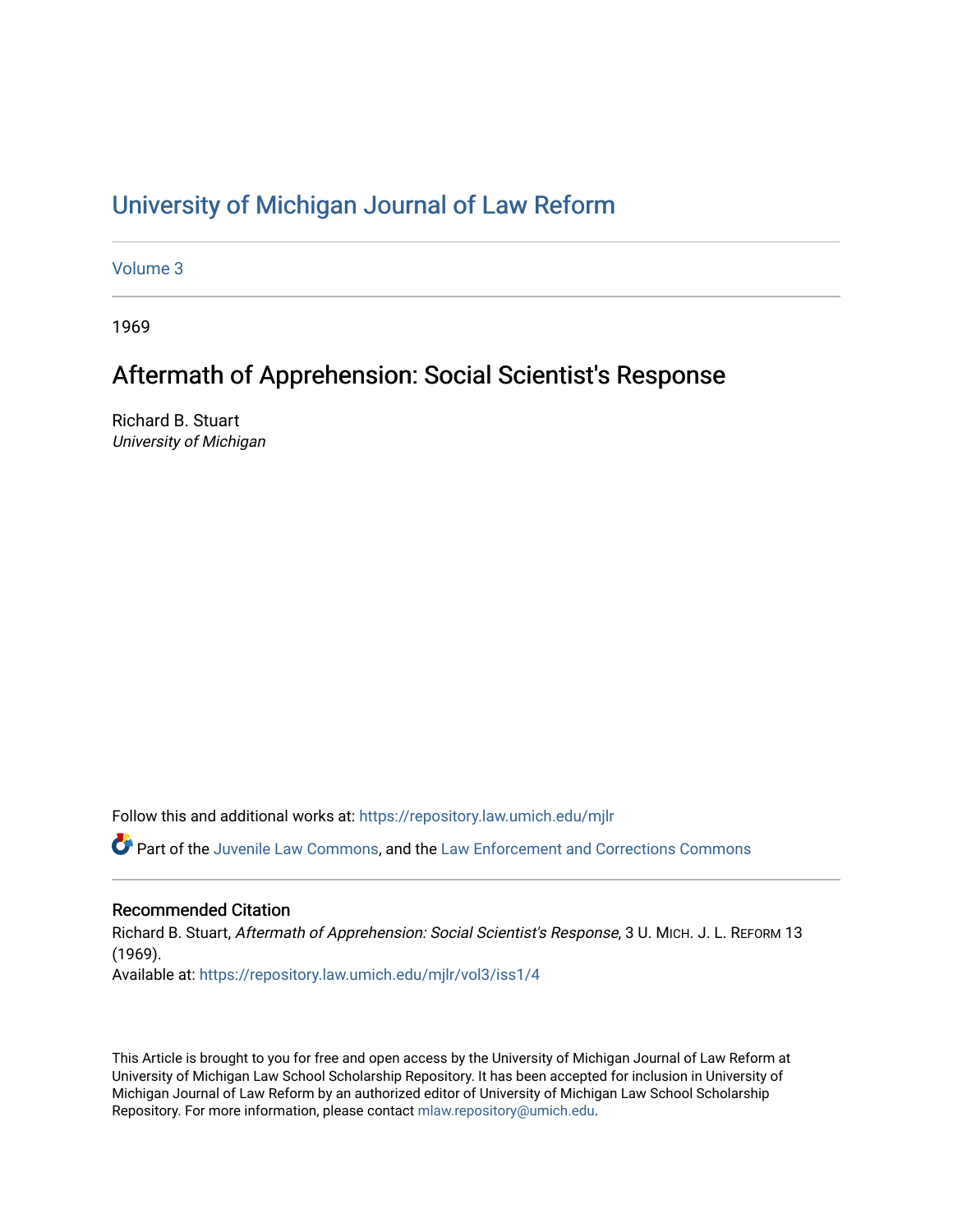# University of Michigan Journal of Law Reform

Volume 3

1969

## Aftermath of Apprehension: Social Scientist's Response

Richard B. Stuart
*University of Michigan*

Follow this and additional works at: https://repository.law.umich.edu/mjlr

Part of the Juvenile Law Commons, and the Law Enforcement and Corrections Commons

### Recommended Citation

Richard B. Stuart, *Aftermath of Apprehension: Social Scientist's Response*, 3 U. MICH. J. L. REFORM 13 (1969).
Available at: https://repository.law.umich.edu/mjlr/vol3/iss1/4

This Article is brought to you for free and open access by the University of Michigan Journal of Law Reform at University of Michigan Law School Scholarship Repository. It has been accepted for inclusion in University of Michigan Journal of Law Reform by an authorized editor of University of Michigan Law School Scholarship Repository. For more information, please contact mlaw.repository@umich.edu.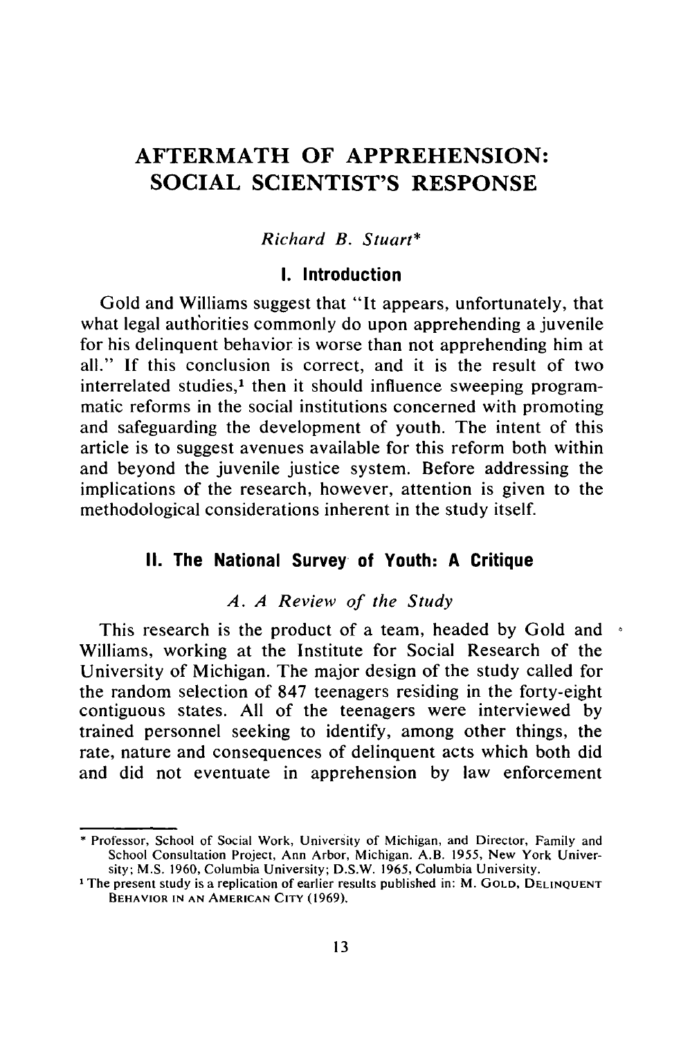# AFTERMATH OF APPREHENSION: SOCIAL SCIENTIST'S RESPONSE

*Richard B. Stuart**

## I. Introduction

Gold and Williams suggest that "It appears, unfortunately, that what legal authorities commonly do upon apprehending a juvenile for his delinquent behavior is worse than not apprehending him at all." If this conclusion is correct, and it is the result of two interrelated studies,[1] then it should influence sweeping programmatic reforms in the social institutions concerned with promoting and safeguarding the development of youth. The intent of this article is to suggest avenues available for this reform both within and beyond the juvenile justice system. Before addressing the implications of the research, however, attention is given to the methodological considerations inherent in the study itself.

## II. The National Survey of Youth: A Critique

### *A. A Review of the Study*

This research is the product of a team, headed by Gold and Williams, working at the Institute for Social Research of the University of Michigan. The major design of the study called for the random selection of 847 teenagers residing in the forty-eight contiguous states. All of the teenagers were interviewed by trained personnel seeking to identify, among other things, the rate, nature and consequences of delinquent acts which both did and did not eventuate in apprehension by law enforcement

---

\* Professor, School of Social Work, University of Michigan, and Director, Family and School Consultation Project, Ann Arbor, Michigan. A.B. 1955, New York University; M.S. 1960, Columbia University; D.S.W. 1965, Columbia University.

[1] The present study is a replication of earlier results published in: M. GOLD, DELINQUENT BEHAVIOR IN AN AMERICAN CITY (1969).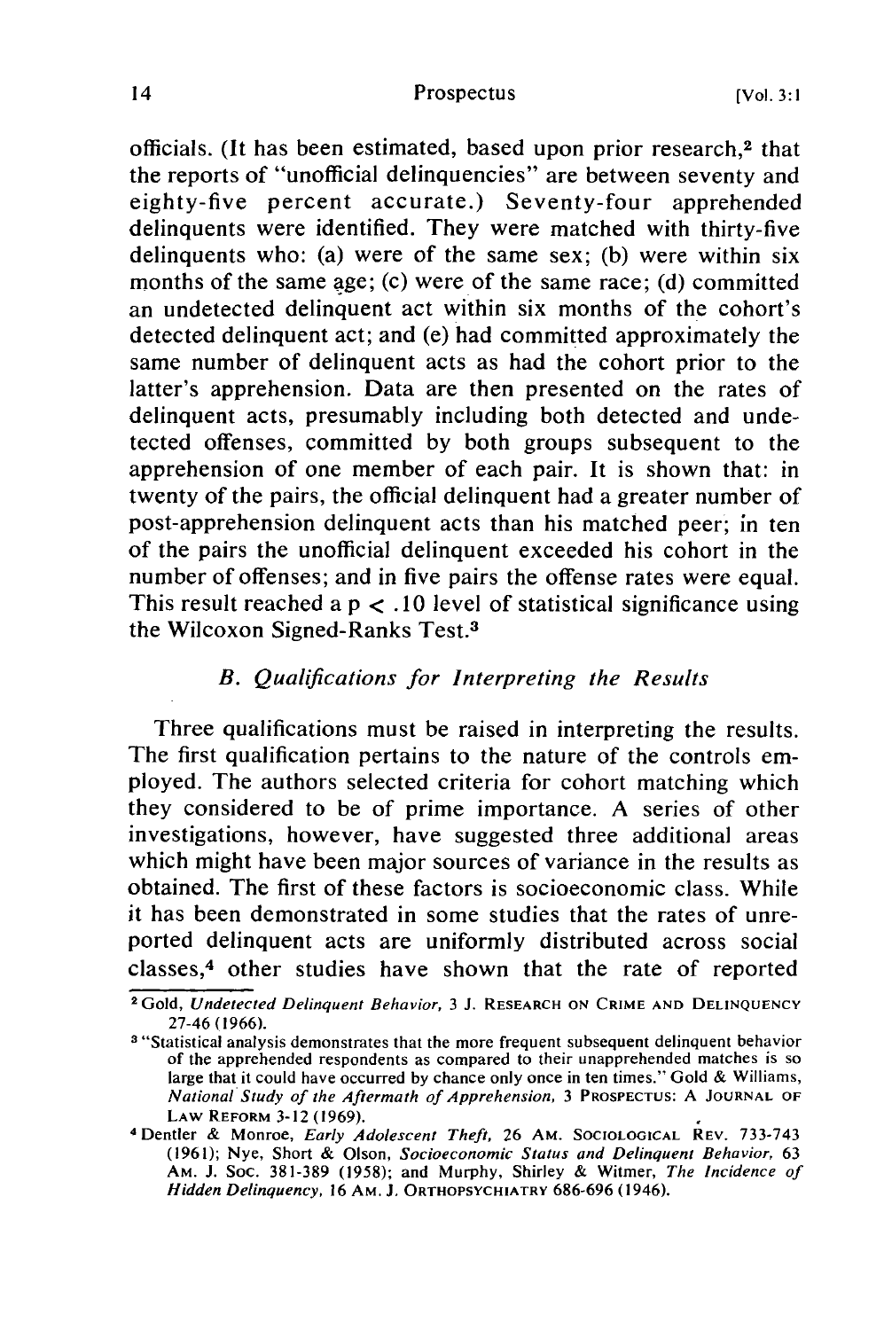officials. (It has been estimated, based upon prior research,[2] that the reports of "unofficial delinquencies" are between seventy and eighty-five percent accurate.) Seventy-four apprehended delinquents were identified. They were matched with thirty-five delinquents who: (a) were of the same sex; (b) were within six months of the same age; (c) were of the same race; (d) committed an undetected delinquent act within six months of the cohort's detected delinquent act; and (e) had committed approximately the same number of delinquent acts as had the cohort prior to the latter's apprehension. Data are then presented on the rates of delinquent acts, presumably including both detected and undetected offenses, committed by both groups subsequent to the apprehension of one member of each pair. It is shown that: in twenty of the pairs, the official delinquent had a greater number of post-apprehension delinquent acts than his matched peer; in ten of the pairs the unofficial delinquent exceeded his cohort in the number of offenses; and in five pairs the offense rates were equal. This result reached a $p < .10$ level of statistical significance using the Wilcoxon Signed-Ranks Test.[3]

### *B. Qualifications for Interpreting the Results*

Three qualifications must be raised in interpreting the results. The first qualification pertains to the nature of the controls employed. The authors selected criteria for cohort matching which they considered to be of prime importance. A series of other investigations, however, have suggested three additional areas which might have been major sources of variance in the results as obtained. The first of these factors is socioeconomic class. While it has been demonstrated in some studies that the rates of unreported delinquent acts are uniformly distributed across social classes,[4] other studies have shown that the rate of reported

---

[2] Gold, *Undetected Delinquent Behavior*, 3 J. RESEARCH ON CRIME AND DELINQUENCY 27-46 (1966).

[3] "Statistical analysis demonstrates that the more frequent subsequent delinquent behavior of the apprehended respondents as compared to their unapprehended matches is so large that it could have occurred by chance only once in ten times." Gold & Williams, *National Study of the Aftermath of Apprehension*, 3 PROSPECTUS: A JOURNAL OF LAW REFORM 3-12 (1969).

[4] Dentler & Monroe, *Early Adolescent Theft*, 26 AM. SOCIOLOGICAL REV. 733-743 (1961); Nye, Short & Olson, *Socioeconomic Status and Delinquent Behavior*, 63 AM. J. SOC. 381-389 (1958); and Murphy, Shirley & Witmer, *The Incidence of Hidden Delinquency*, 16 AM. J. ORTHOPSYCHIATRY 686-696 (1946).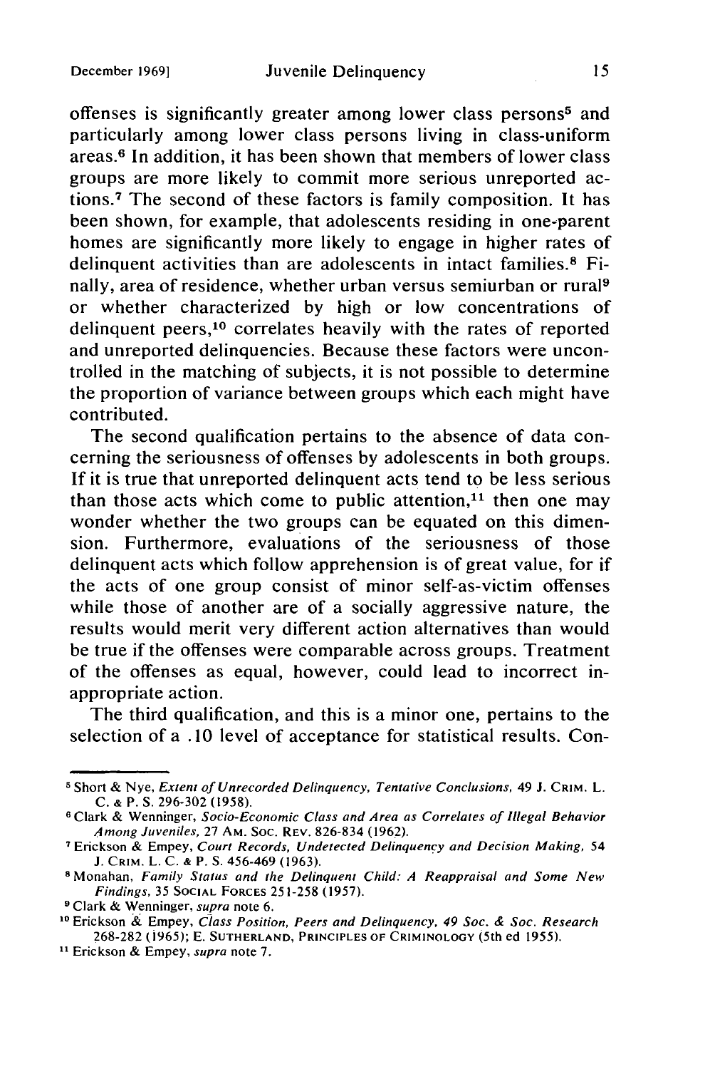offenses is significantly greater among lower class persons[5] and particularly among lower class persons living in class-uniform areas.[6] In addition, it has been shown that members of lower class groups are more likely to commit more serious unreported actions.[7] The second of these factors is family composition. It has been shown, for example, that adolescents residing in one-parent homes are significantly more likely to engage in higher rates of delinquent activities than are adolescents in intact families.[8] Finally, area of residence, whether urban versus semiurban or rural[9] or whether characterized by high or low concentrations of delinquent peers,[10] correlates heavily with the rates of reported and unreported delinquencies. Because these factors were uncontrolled in the matching of subjects, it is not possible to determine the proportion of variance between groups which each might have contributed.

The second qualification pertains to the absence of data concerning the seriousness of offenses by adolescents in both groups. If it is true that unreported delinquent acts tend to be less serious than those acts which come to public attention,[11] then one may wonder whether the two groups can be equated on this dimension. Furthermore, evaluations of the seriousness of those delinquent acts which follow apprehension is of great value, for if the acts of one group consist of minor self-as-victim offenses while those of another are of a socially aggressive nature, the results would merit very different action alternatives than would be true if the offenses were comparable across groups. Treatment of the offenses as equal, however, could lead to incorrect inappropriate action.

The third qualification, and this is a minor one, pertains to the selection of a .10 level of acceptance for statistical results. Con-

---

[5] Short & Nye, *Extent of Unrecorded Delinquency, Tentative Conclusions*, 49 J. CRIM. L. C. & P. S. 296-302 (1958).

[6] Clark & Wenninger, *Socio-Economic Class and Area as Correlates of Illegal Behavior Among Juveniles*, 27 AM. SOC. REV. 826-834 (1962).

[7] Erickson & Empey, *Court Records, Undetected Delinquency and Decision Making*, 54 J. CRIM. L. C. & P. S. 456-469 (1963).

[8] Monahan, *Family Status and the Delinquent Child: A Reappraisal and Some New Findings*, 35 SOCIAL FORCES 251-258 (1957).

[9] Clark & Wenninger, *supra* note 6.

[10] Erickson & Empey, *Class Position, Peers and Delinquency*, 49 *Soc. & Soc. Research* 268-282 (1965); E. SUTHERLAND, PRINCIPLES OF CRIMINOLOGY (5th ed 1955).

[11] Erickson & Empey, *supra* note 7.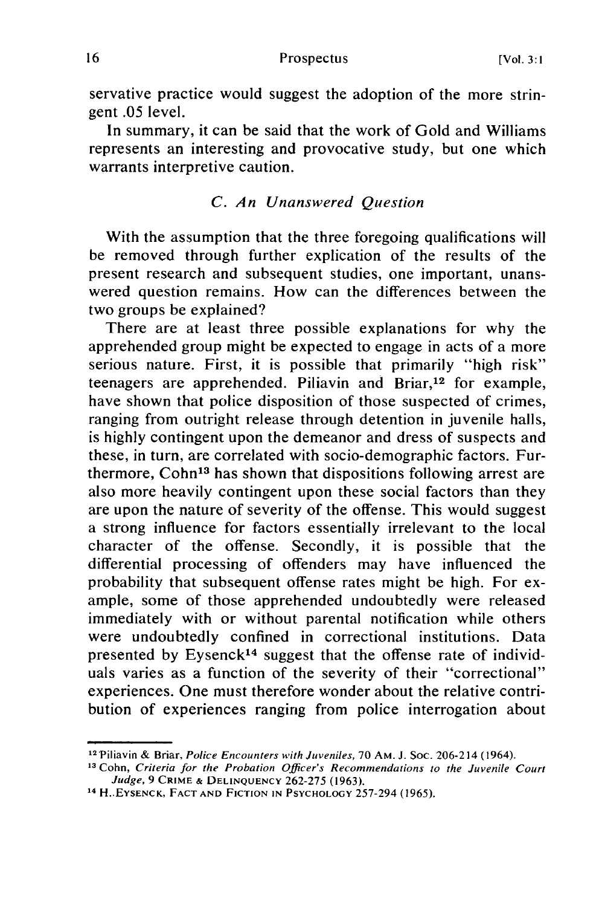servative practice would suggest the adoption of the more stringent .05 level.

In summary, it can be said that the work of Gold and Williams represents an interesting and provocative study, but one which warrants interpretive caution.

### *C. An Unanswered Question*

With the assumption that the three foregoing qualifications will be removed through further explication of the results of the present research and subsequent studies, one important, unanswered question remains. How can the differences between the two groups be explained?

There are at least three possible explanations for why the apprehended group might be expected to engage in acts of a more serious nature. First, it is possible that primarily "high risk" teenagers are apprehended. Piliavin and Briar,[12] for example, have shown that police disposition of those suspected of crimes, ranging from outright release through detention in juvenile halls, is highly contingent upon the demeanor and dress of suspects and these, in turn, are correlated with socio-demographic factors. Furthermore, Cohn[13] has shown that dispositions following arrest are also more heavily contingent upon these social factors than they are upon the nature of severity of the offense. This would suggest a strong influence for factors essentially irrelevant to the local character of the offense. Secondly, it is possible that the differential processing of offenders may have influenced the probability that subsequent offense rates might be high. For example, some of those apprehended undoubtedly were released immediately with or without parental notification while others were undoubtedly confined in correctional institutions. Data presented by Eysenck[14] suggest that the offense rate of individuals varies as a function of the severity of their "correctional" experiences. One must therefore wonder about the relative contribution of experiences ranging from police interrogation about

---

[12] Piliavin & Briar, *Police Encounters with Juveniles*, 70 AM. J. SOC. 206-214 (1964).

[13] Cohn, *Criteria for the Probation Officer's Recommendations to the Juvenile Court Judge*, 9 CRIME & DELINQUENCY 262-275 (1963).

[14] H. EYSENCK, FACT AND FICTION IN PSYCHOLOGY 257-294 (1965).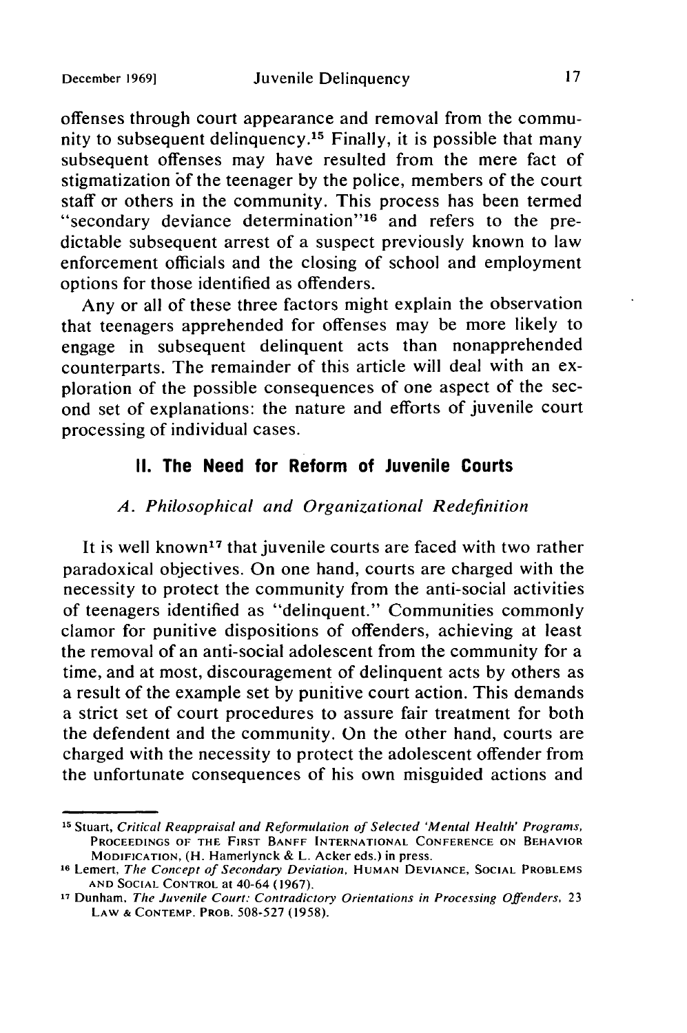offenses through court appearance and removal from the community to subsequent delinquency.[15] Finally, it is possible that many subsequent offenses may have resulted from the mere fact of stigmatization of the teenager by the police, members of the court staff or others in the community. This process has been termed "secondary deviance determination"[16] and refers to the predictable subsequent arrest of a suspect previously known to law enforcement officials and the closing of school and employment options for those identified as offenders.

Any or all of these three factors might explain the observation that teenagers apprehended for offenses may be more likely to engage in subsequent delinquent acts than nonapprehended counterparts. The remainder of this article will deal with an exploration of the possible consequences of one aspect of the second set of explanations: the nature and efforts of juvenile court processing of individual cases.

## II. The Need for Reform of Juvenile Courts

### *A. Philosophical and Organizational Redefinition*

It is well known[17] that juvenile courts are faced with two rather paradoxical objectives. On one hand, courts are charged with the necessity to protect the community from the anti-social activities of teenagers identified as "delinquent." Communities commonly clamor for punitive dispositions of offenders, achieving at least the removal of an anti-social adolescent from the community for a time, and at most, discouragement of delinquent acts by others as a result of the example set by punitive court action. This demands a strict set of court procedures to assure fair treatment for both the defendent and the community. On the other hand, courts are charged with the necessity to protect the adolescent offender from the unfortunate consequences of his own misguided actions and

---

[15] Stuart, *Critical Reappraisal and Reformulation of Selected 'Mental Health' Programs*, PROCEEDINGS OF THE FIRST BANFF INTERNATIONAL CONFERENCE ON BEHAVIOR MODIFICATION, (H. Hamerlynck & L. Acker eds.) in press.

[16] Lemert, *The Concept of Secondary Deviation*, HUMAN DEVIANCE, SOCIAL PROBLEMS AND SOCIAL CONTROL at 40-64 (1967).

[17] Dunham, *The Juvenile Court: Contradictory Orientations in Processing Offenders*, 23 LAW & CONTEMP. PROB. 508-527 (1958).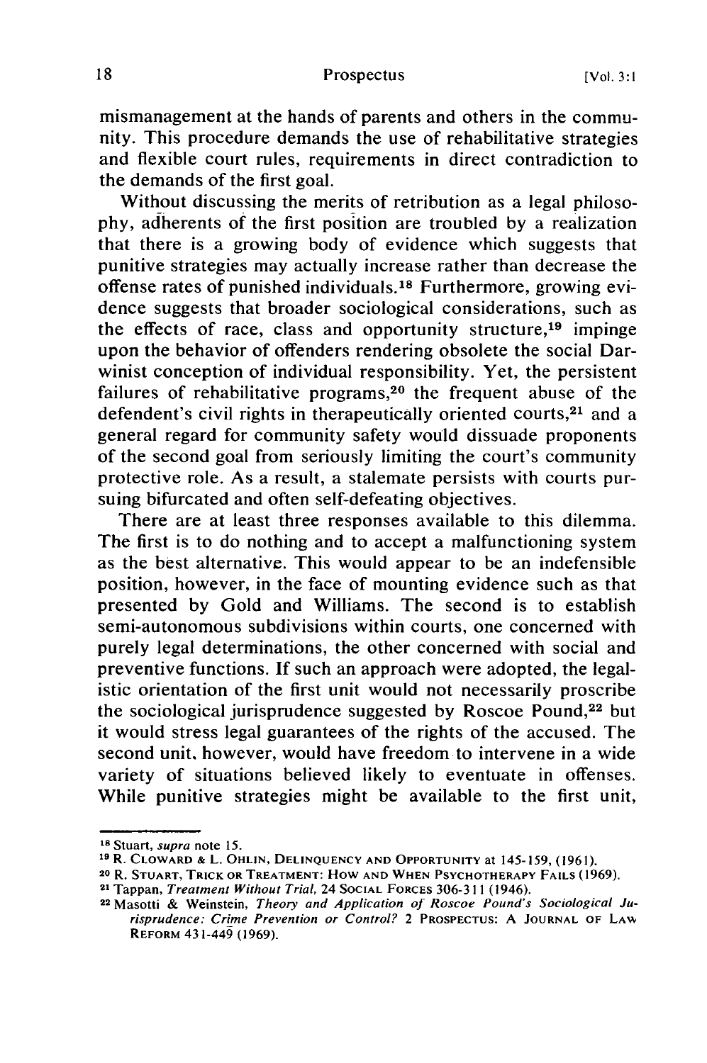mismanagement at the hands of parents and others in the community. This procedure demands the use of rehabilitative strategies and flexible court rules, requirements in direct contradiction to the demands of the first goal.

Without discussing the merits of retribution as a legal philosophy, adherents of the first position are troubled by a realization that there is a growing body of evidence which suggests that punitive strategies may actually increase rather than decrease the offense rates of punished individuals.[18] Furthermore, growing evidence suggests that broader sociological considerations, such as the effects of race, class and opportunity structure,[19] impinge upon the behavior of offenders rendering obsolete the social Darwinist conception of individual responsibility. Yet, the persistent failures of rehabilitative programs,[20] the frequent abuse of the defendent's civil rights in therapeutically oriented courts,[21] and a general regard for community safety would dissuade proponents of the second goal from seriously limiting the court's community protective role. As a result, a stalemate persists with courts pursuing bifurcated and often self-defeating objectives.

There are at least three responses available to this dilemma. The first is to do nothing and to accept a malfunctioning system as the best alternative. This would appear to be an indefensible position, however, in the face of mounting evidence such as that presented by Gold and Williams. The second is to establish semi-autonomous subdivisions within courts, one concerned with purely legal determinations, the other concerned with social and preventive functions. If such an approach were adopted, the legalistic orientation of the first unit would not necessarily proscribe the sociological jurisprudence suggested by Roscoe Pound,[22] but it would stress legal guarantees of the rights of the accused. The second unit, however, would have freedom to intervene in a wide variety of situations believed likely to eventuate in offenses. While punitive strategies might be available to the first unit,

---

[18] Stuart, *supra* note 15.

[19] R. CLOWARD & L. OHLIN, DELINQUENCY AND OPPORTUNITY at 145-159, (1961).

[20] R. STUART, TRICK OR TREATMENT: HOW AND WHEN PSYCHOTHERAPY FAILS (1969).

[21] Tappan, *Treatment Without Trial*, 24 SOCIAL FORCES 306-311 (1946).

[22] Masotti & Weinstein, *Theory and Application of Roscoe Pound's Sociological Jurisprudence: Crime Prevention or Control?* 2 PROSPECTUS: A JOURNAL OF LAW REFORM 431-449 (1969).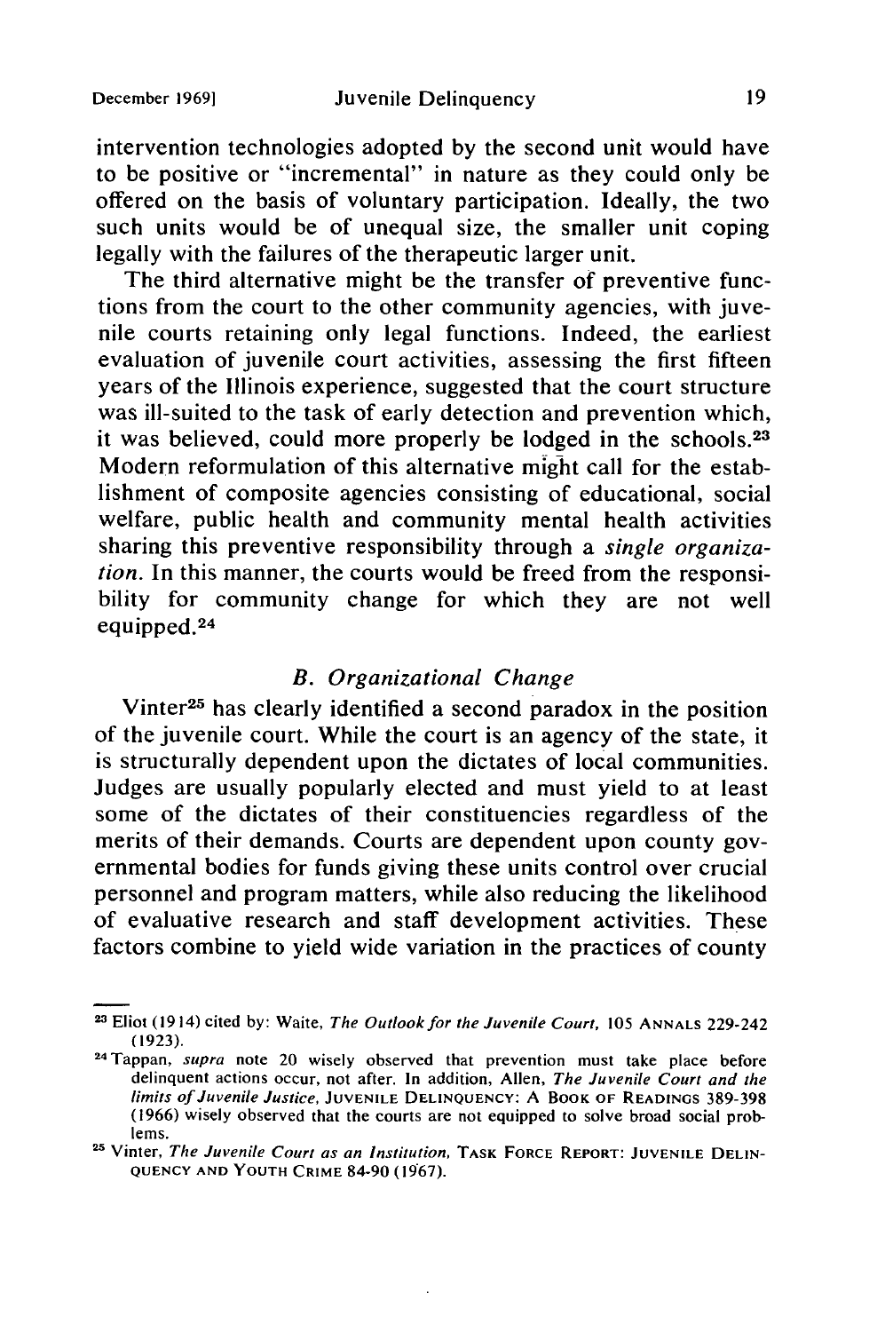intervention technologies adopted by the second unit would have to be positive or "incremental" in nature as they could only be offered on the basis of voluntary participation. Ideally, the two such units would be of unequal size, the smaller unit coping legally with the failures of the therapeutic larger unit.

The third alternative might be the transfer of preventive functions from the court to the other community agencies, with juvenile courts retaining only legal functions. Indeed, the earliest evaluation of juvenile court activities, assessing the first fifteen years of the Illinois experience, suggested that the court structure was ill-suited to the task of early detection and prevention which, it was believed, could more properly be lodged in the schools.[23] Modern reformulation of this alternative might call for the establishment of composite agencies consisting of educational, social welfare, public health and community mental health activities sharing this preventive responsibility through a *single organization*. In this manner, the courts would be freed from the responsibility for community change for which they are not well equipped.[24]

### *B. Organizational Change*

Vinter[25] has clearly identified a second paradox in the position of the juvenile court. While the court is an agency of the state, it is structurally dependent upon the dictates of local communities. Judges are usually popularly elected and must yield to at least some of the dictates of their constituencies regardless of the merits of their demands. Courts are dependent upon county governmental bodies for funds giving these units control over crucial personnel and program matters, while also reducing the likelihood of evaluative research and staff development activities. These factors combine to yield wide variation in the practices of county

---

[23] Eliot (1914) cited by: Waite, *The Outlook for the Juvenile Court*, 105 ANNALS 229-242 (1923).

[24] Tappan, *supra* note 20 wisely observed that prevention must take place before delinquent actions occur, not after. In addition, Allen, *The Juvenile Court and the limits of Juvenile Justice*, JUVENILE DELINQUENCY: A BOOK OF READINGS 389-398 (1966) wisely observed that the courts are not equipped to solve broad social problems.

[25] Vinter, *The Juvenile Court as an Institution*, TASK FORCE REPORT: JUVENILE DELINQUENCY AND YOUTH CRIME 84-90 (1967).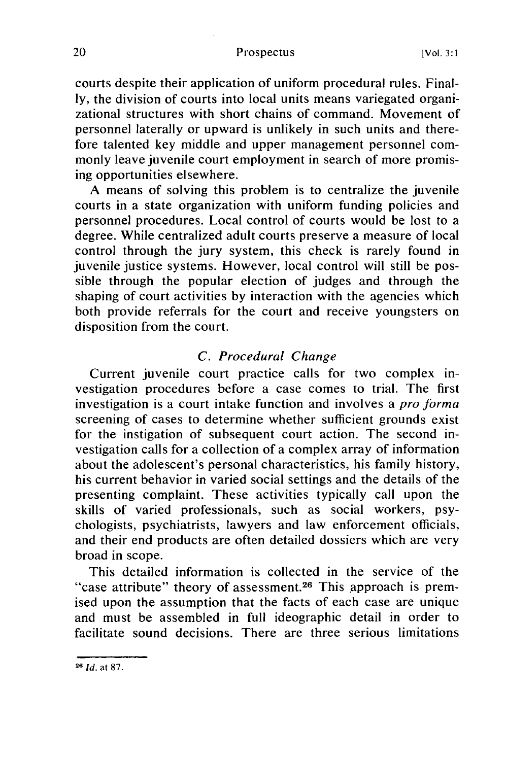courts despite their application of uniform procedural rules. Finally, the division of courts into local units means variegated organizational structures with short chains of command. Movement of personnel laterally or upward is unlikely in such units and therefore talented key middle and upper management personnel commonly leave juvenile court employment in search of more promising opportunities elsewhere.

A means of solving this problem is to centralize the juvenile courts in a state organization with uniform funding policies and personnel procedures. Local control of courts would be lost to a degree. While centralized adult courts preserve a measure of local control through the jury system, this check is rarely found in juvenile justice systems. However, local control will still be possible through the popular election of judges and through the shaping of court activities by interaction with the agencies which both provide referrals for the court and receive youngsters on disposition from the court.

### *C. Procedural Change*

Current juvenile court practice calls for two complex investigation procedures before a case comes to trial. The first investigation is a court intake function and involves a *pro forma* screening of cases to determine whether sufficient grounds exist for the instigation of subsequent court action. The second investigation calls for a collection of a complex array of information about the adolescent's personal characteristics, his family history, his current behavior in varied social settings and the details of the presenting complaint. These activities typically call upon the skills of varied professionals, such as social workers, psychologists, psychiatrists, lawyers and law enforcement officials, and their end products are often detailed dossiers which are very broad in scope.

This detailed information is collected in the service of the "case attribute" theory of assessment.[26] This approach is premised upon the assumption that the facts of each case are unique and must be assembled in full ideographic detail in order to facilitate sound decisions. There are three serious limitations

---

[26] *Id.* at 87.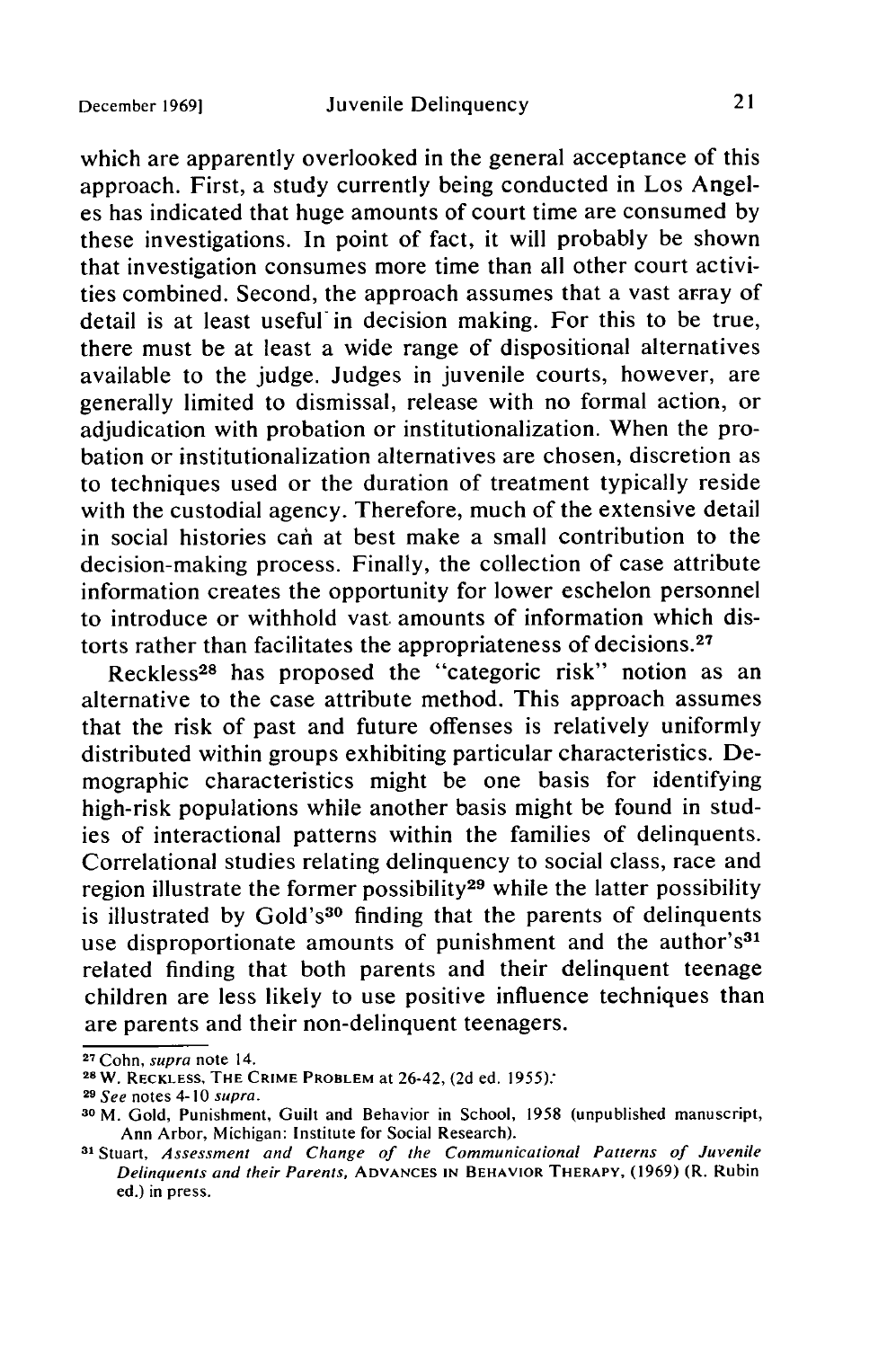which are apparently overlooked in the general acceptance of this approach. First, a study currently being conducted in Los Angeles has indicated that huge amounts of court time are consumed by these investigations. In point of fact, it will probably be shown that investigation consumes more time than all other court activities combined. Second, the approach assumes that a vast array of detail is at least useful in decision making. For this to be true, there must be at least a wide range of dispositional alternatives available to the judge. Judges in juvenile courts, however, are generally limited to dismissal, release with no formal action, or adjudication with probation or institutionalization. When the probation or institutionalization alternatives are chosen, discretion as to techniques used or the duration of treatment typically reside with the custodial agency. Therefore, much of the extensive detail in social histories can at best make a small contribution to the decision-making process. Finally, the collection of case attribute information creates the opportunity for lower eschelon personnel to introduce or withhold vast amounts of information which distorts rather than facilitates the appropriateness of decisions.[27]

Reckless[28] has proposed the "categoric risk" notion as an alternative to the case attribute method. This approach assumes that the risk of past and future offenses is relatively uniformly distributed within groups exhibiting particular characteristics. Demographic characteristics might be one basis for identifying high-risk populations while another basis might be found in studies of interactional patterns within the families of delinquents. Correlational studies relating delinquency to social class, race and region illustrate the former possibility[29] while the latter possibility is illustrated by Gold's[30] finding that the parents of delinquents use disproportionate amounts of punishment and the author's[31] related finding that both parents and their delinquent teenage children are less likely to use positive influence techniques than are parents and their non-delinquent teenagers.

---

[27] Cohn, *supra* note 14.

[28] W. Reckless, The Crime Problem at 26-42, (2d ed. 1955).

[29] *See* notes 4-10 *supra*.

[30] M. Gold, Punishment, Guilt and Behavior in School, 1958 (unpublished manuscript, Ann Arbor, Michigan: Institute for Social Research).

[31] Stuart, *Assessment and Change of the Communicational Patterns of Juvenile Delinquents and their Parents*, Advances in Behavior Therapy, (1969) (R. Rubin ed.) in press.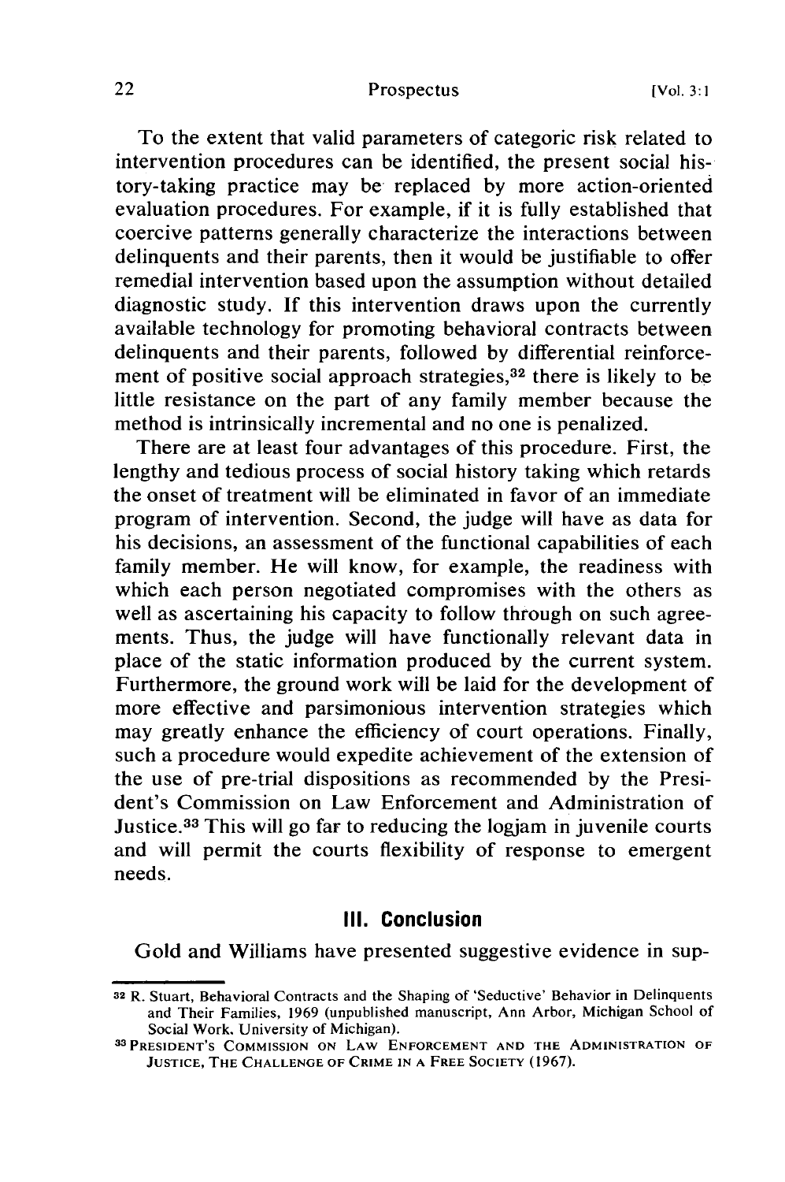To the extent that valid parameters of categoric risk related to intervention procedures can be identified, the present social history-taking practice may be replaced by more action-oriented evaluation procedures. For example, if it is fully established that coercive patterns generally characterize the interactions between delinquents and their parents, then it would be justifiable to offer remedial intervention based upon the assumption without detailed diagnostic study. If this intervention draws upon the currently available technology for promoting behavioral contracts between delinquents and their parents, followed by differential reinforcement of positive social approach strategies,[32] there is likely to be little resistance on the part of any family member because the method is intrinsically incremental and no one is penalized.

There are at least four advantages of this procedure. First, the lengthy and tedious process of social history taking which retards the onset of treatment will be eliminated in favor of an immediate program of intervention. Second, the judge will have as data for his decisions, an assessment of the functional capabilities of each family member. He will know, for example, the readiness with which each person negotiated compromises with the others as well as ascertaining his capacity to follow through on such agreements. Thus, the judge will have functionally relevant data in place of the static information produced by the current system. Furthermore, the ground work will be laid for the development of more effective and parsimonious intervention strategies which may greatly enhance the efficiency of court operations. Finally, such a procedure would expedite achievement of the extension of the use of pre-trial dispositions as recommended by the President's Commission on Law Enforcement and Administration of Justice.[33] This will go far to reducing the logjam in juvenile courts and will permit the courts flexibility of response to emergent needs.

## III. Conclusion

Gold and Williams have presented suggestive evidence in sup-

---

[32] R. Stuart, Behavioral Contracts and the Shaping of 'Seductive' Behavior in Delinquents and Their Families, 1969 (unpublished manuscript, Ann Arbor, Michigan School of Social Work, University of Michigan).

[33] President's Commission on Law Enforcement and the Administration of Justice, The Challenge of Crime in a Free Society (1967).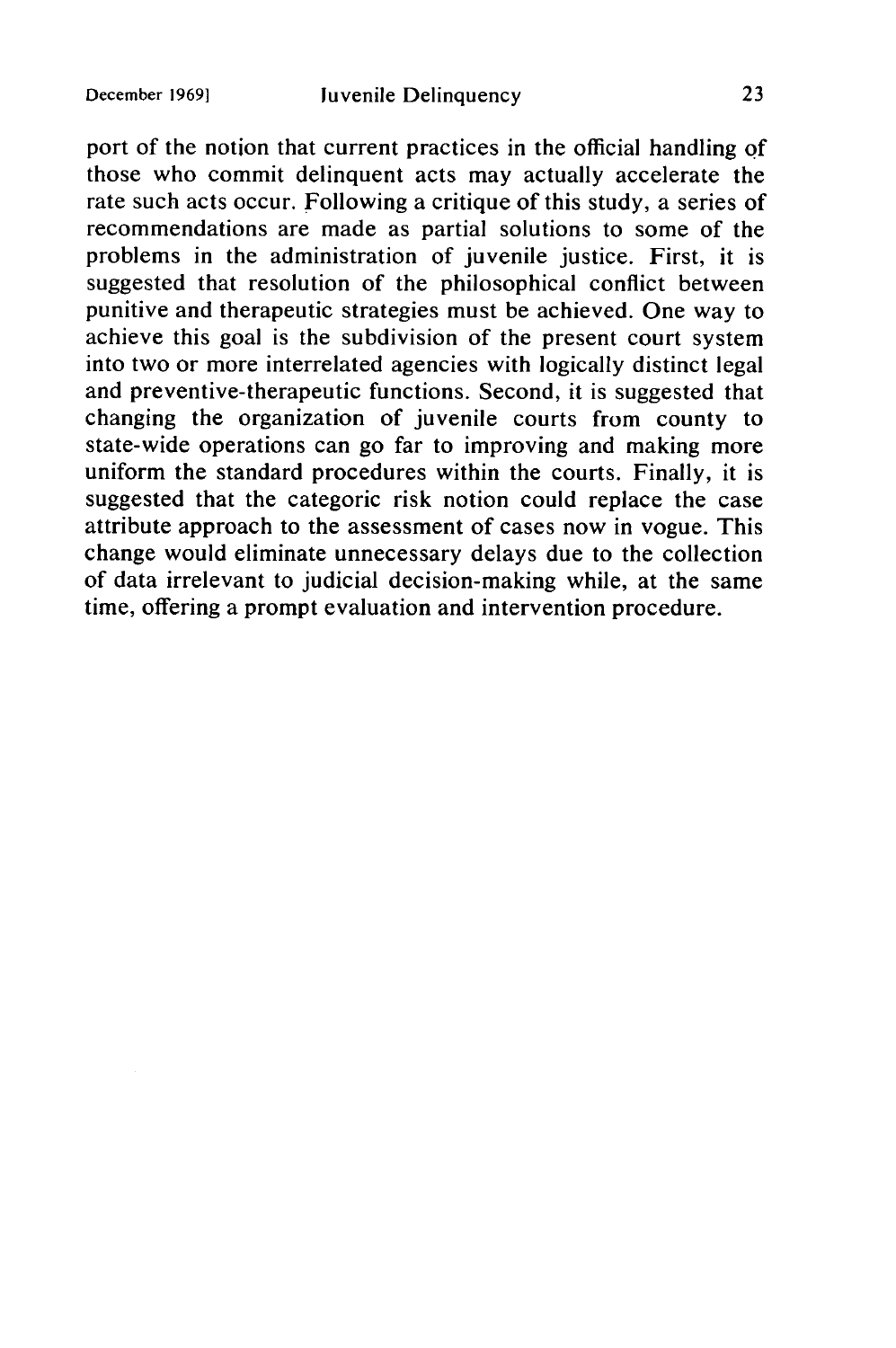port of the notion that current practices in the official handling of those who commit delinquent acts may actually accelerate the rate such acts occur. Following a critique of this study, a series of recommendations are made as partial solutions to some of the problems in the administration of juvenile justice. First, it is suggested that resolution of the philosophical conflict between punitive and therapeutic strategies must be achieved. One way to achieve this goal is the subdivision of the present court system into two or more interrelated agencies with logically distinct legal and preventive-therapeutic functions. Second, it is suggested that changing the organization of juvenile courts from county to state-wide operations can go far to improving and making more uniform the standard procedures within the courts. Finally, it is suggested that the categoric risk notion could replace the case attribute approach to the assessment of cases now in vogue. This change would eliminate unnecessary delays due to the collection of data irrelevant to judicial decision-making while, at the same time, offering a prompt evaluation and intervention procedure.